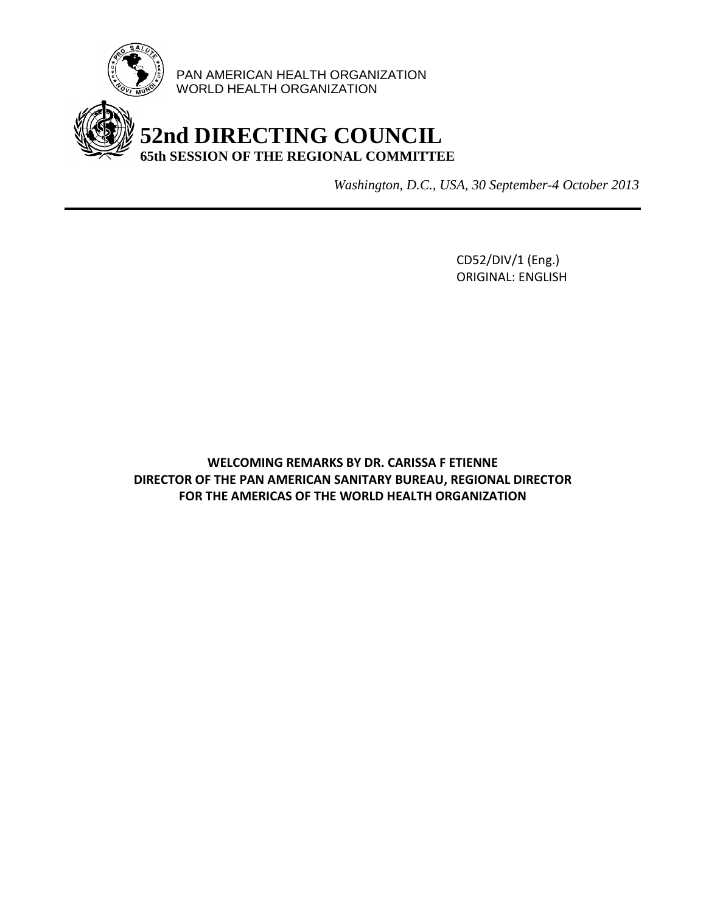PAN AMERICAN HEALTH ORGANIZATION
WORLD HEALTH ORGANIZATION

# 52nd DIRECTING COUNCIL
## 65th SESSION OF THE REGIONAL COMMITTEE

*Washington, D.C., USA, 30 September-4 October 2013*

---

CD52/DIV/1 (Eng.)
ORIGINAL: ENGLISH

**WELCOMING REMARKS BY DR. CARISSA F ETIENNE**
**DIRECTOR OF THE PAN AMERICAN SANITARY BUREAU, REGIONAL DIRECTOR FOR THE AMERICAS OF THE WORLD HEALTH ORGANIZATION**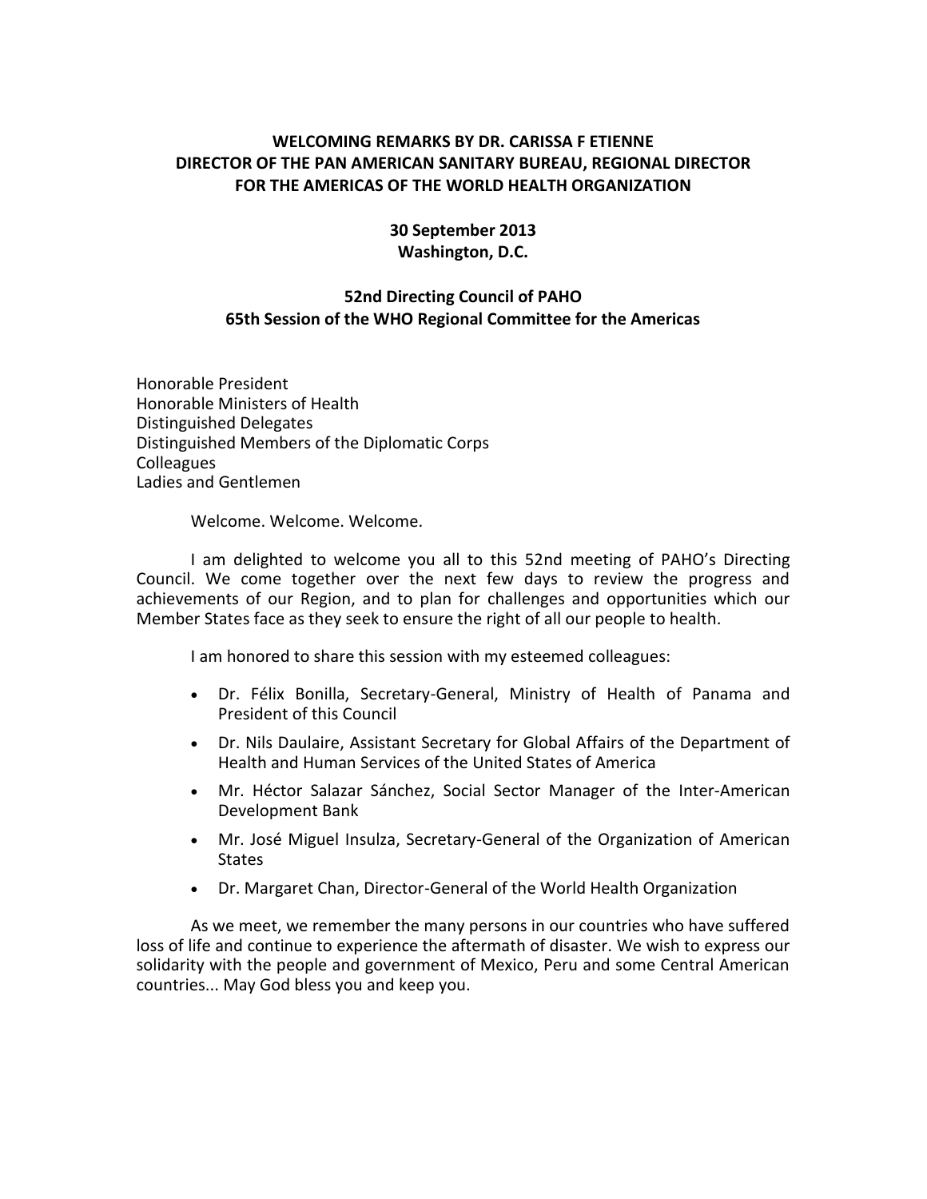**WELCOMING REMARKS BY DR. CARISSA F ETIENNE**
**DIRECTOR OF THE PAN AMERICAN SANITARY BUREAU, REGIONAL DIRECTOR FOR THE AMERICAS OF THE WORLD HEALTH ORGANIZATION**

**30 September 2013**
**Washington, D.C.**

**52nd Directing Council of PAHO**
**65th Session of the WHO Regional Committee for the Americas**

Honorable President
Honorable Ministers of Health
Distinguished Delegates
Distinguished Members of the Diplomatic Corps
Colleagues
Ladies and Gentlemen

Welcome. Welcome. Welcome.

I am delighted to welcome you all to this 52nd meeting of PAHO's Directing Council. We come together over the next few days to review the progress and achievements of our Region, and to plan for challenges and opportunities which our Member States face as they seek to ensure the right of all our people to health.

I am honored to share this session with my esteemed colleagues:

- Dr. Félix Bonilla, Secretary-General, Ministry of Health of Panama and President of this Council
- Dr. Nils Daulaire, Assistant Secretary for Global Affairs of the Department of Health and Human Services of the United States of America
- Mr. Héctor Salazar Sánchez, Social Sector Manager of the Inter-American Development Bank
- Mr. José Miguel Insulza, Secretary-General of the Organization of American States
- Dr. Margaret Chan, Director-General of the World Health Organization

As we meet, we remember the many persons in our countries who have suffered loss of life and continue to experience the aftermath of disaster. We wish to express our solidarity with the people and government of Mexico, Peru and some Central American countries... May God bless you and keep you.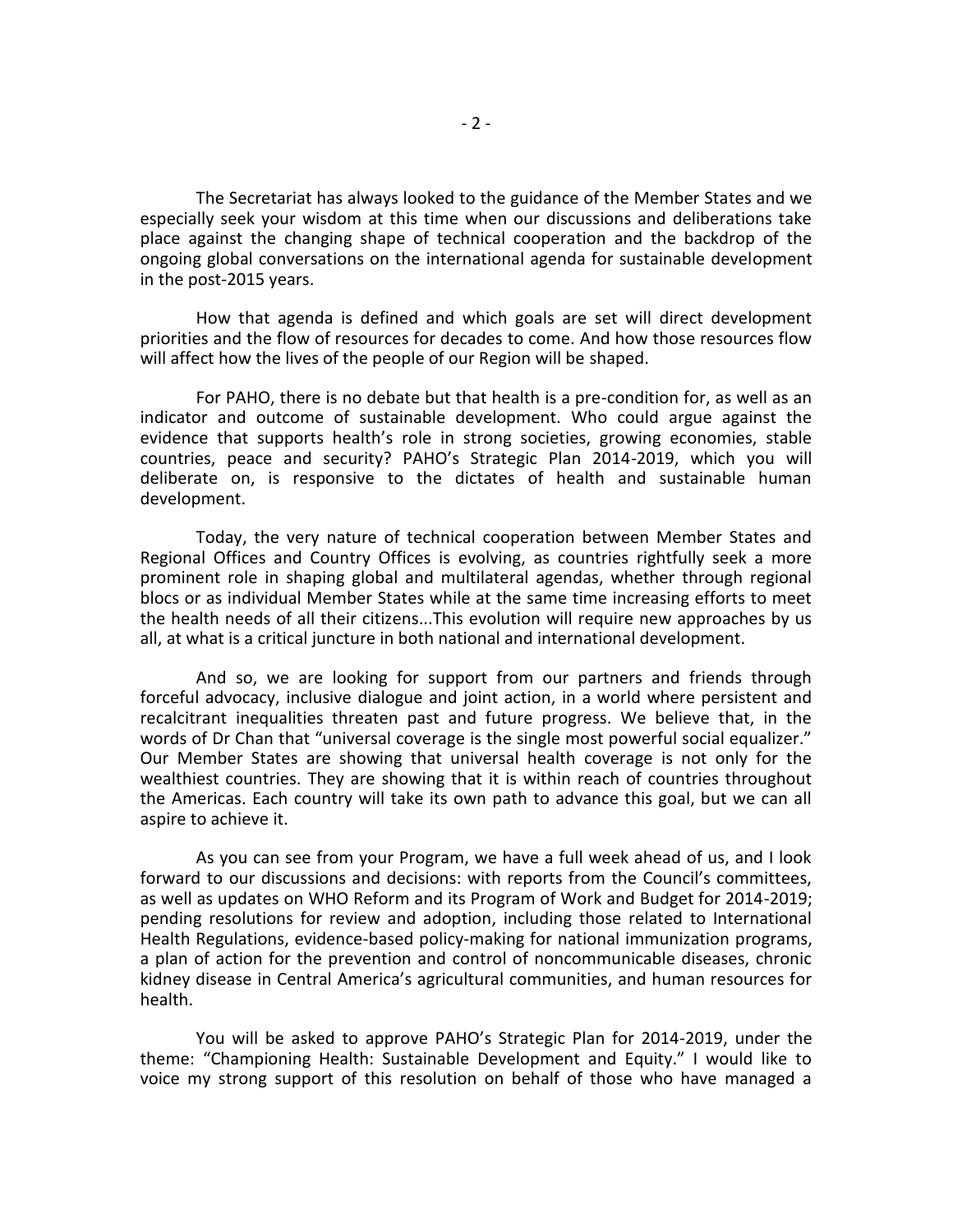The Secretariat has always looked to the guidance of the Member States and we especially seek your wisdom at this time when our discussions and deliberations take place against the changing shape of technical cooperation and the backdrop of the ongoing global conversations on the international agenda for sustainable development in the post-2015 years.

How that agenda is defined and which goals are set will direct development priorities and the flow of resources for decades to come. And how those resources flow will affect how the lives of the people of our Region will be shaped.

For PAHO, there is no debate but that health is a pre-condition for, as well as an indicator and outcome of sustainable development. Who could argue against the evidence that supports health's role in strong societies, growing economies, stable countries, peace and security? PAHO's Strategic Plan 2014-2019, which you will deliberate on, is responsive to the dictates of health and sustainable human development.

Today, the very nature of technical cooperation between Member States and Regional Offices and Country Offices is evolving, as countries rightfully seek a more prominent role in shaping global and multilateral agendas, whether through regional blocs or as individual Member States while at the same time increasing efforts to meet the health needs of all their citizens...This evolution will require new approaches by us all, at what is a critical juncture in both national and international development.

And so, we are looking for support from our partners and friends through forceful advocacy, inclusive dialogue and joint action, in a world where persistent and recalcitrant inequalities threaten past and future progress. We believe that, in the words of Dr Chan that "universal coverage is the single most powerful social equalizer." Our Member States are showing that universal health coverage is not only for the wealthiest countries. They are showing that it is within reach of countries throughout the Americas. Each country will take its own path to advance this goal, but we can all aspire to achieve it.

As you can see from your Program, we have a full week ahead of us, and I look forward to our discussions and decisions: with reports from the Council's committees, as well as updates on WHO Reform and its Program of Work and Budget for 2014-2019; pending resolutions for review and adoption, including those related to International Health Regulations, evidence-based policy-making for national immunization programs, a plan of action for the prevention and control of noncommunicable diseases, chronic kidney disease in Central America's agricultural communities, and human resources for health.

You will be asked to approve PAHO's Strategic Plan for 2014-2019, under the theme: "Championing Health: Sustainable Development and Equity." I would like to voice my strong support of this resolution on behalf of those who have managed a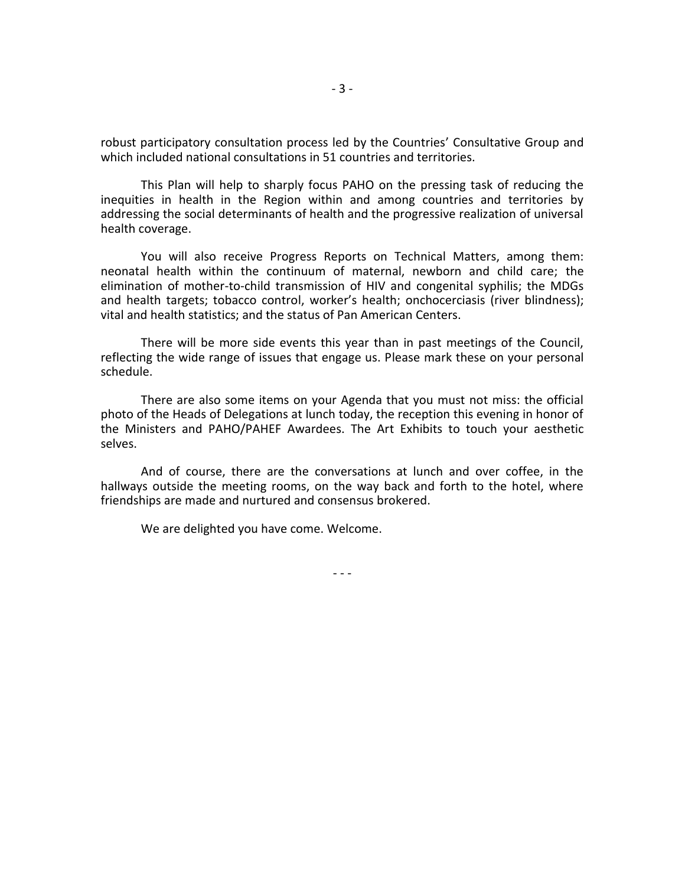robust participatory consultation process led by the Countries' Consultative Group and which included national consultations in 51 countries and territories.

This Plan will help to sharply focus PAHO on the pressing task of reducing the inequities in health in the Region within and among countries and territories by addressing the social determinants of health and the progressive realization of universal health coverage.

You will also receive Progress Reports on Technical Matters, among them: neonatal health within the continuum of maternal, newborn and child care; the elimination of mother-to-child transmission of HIV and congenital syphilis; the MDGs and health targets; tobacco control, worker's health; onchocerciasis (river blindness); vital and health statistics; and the status of Pan American Centers.

There will be more side events this year than in past meetings of the Council, reflecting the wide range of issues that engage us. Please mark these on your personal schedule.

There are also some items on your Agenda that you must not miss: the official photo of the Heads of Delegations at lunch today, the reception this evening in honor of the Ministers and PAHO/PAHEF Awardees. The Art Exhibits to touch your aesthetic selves.

And of course, there are the conversations at lunch and over coffee, in the hallways outside the meeting rooms, on the way back and forth to the hotel, where friendships are made and nurtured and consensus brokered.

We are delighted you have come. Welcome.

- - -